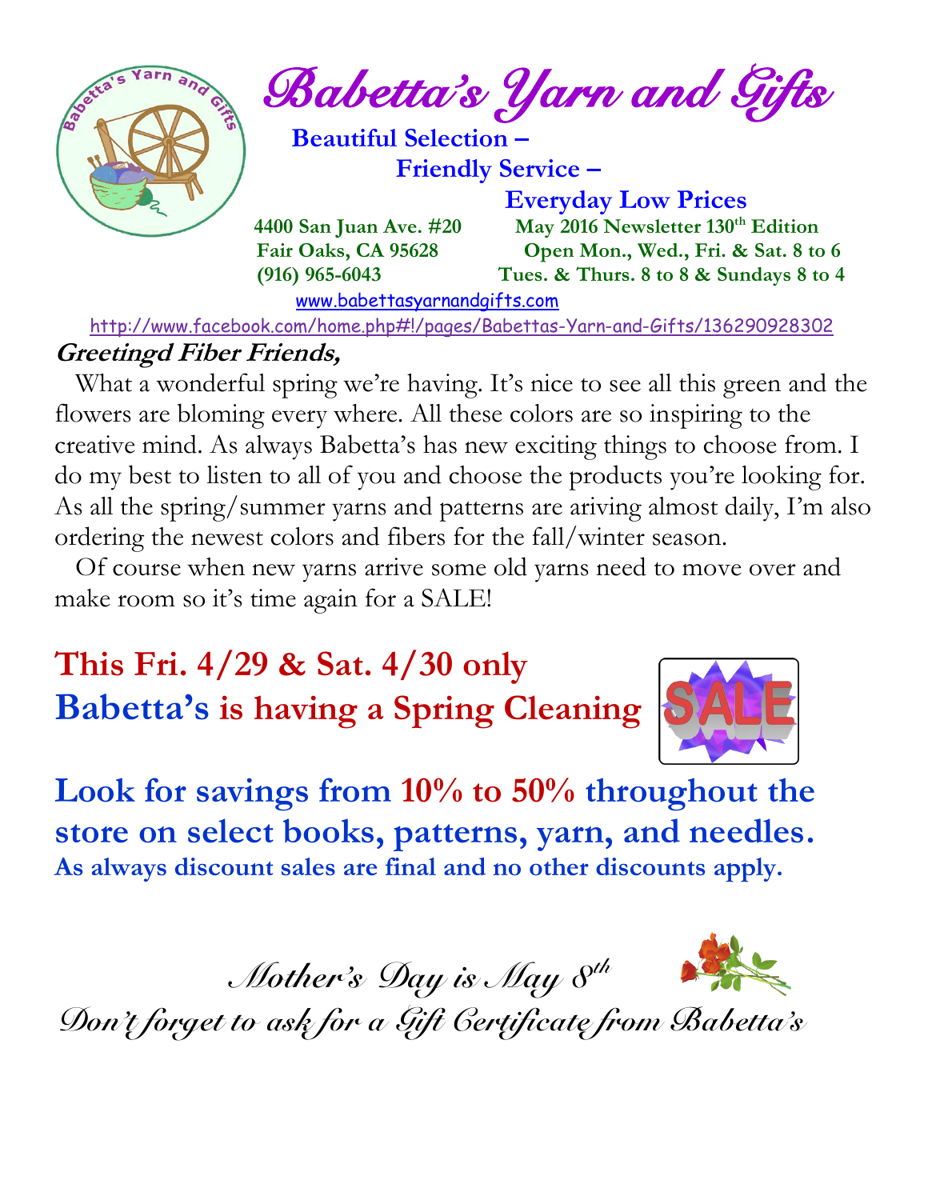# Babetta's Yarn and Gifts

**Beautiful Selection –**
**Friendly Service –**
**Everyday Low Prices**

**4400 San Juan Ave. #20**
**Fair Oaks, CA 95628**
**(916) 965-6043**

**May 2016 Newsletter 130th Edition**
**Open Mon., Wed., Fri. & Sat. 8 to 6**
**Tues. & Thurs. 8 to 8 & Sundays 8 to 4**

www.babettasyarnandgifts.com

http://www.facebook.com/home.php#!/pages/Babettas-Yarn-and-Gifts/136290928302

**Greetingd Fiber Friends,**

What a wonderful spring we're having. It's nice to see all this green and the flowers are bloming every where. All these colors are so inspiring to the creative mind. As always Babetta's has new exciting things to choose from. I do my best to listen to all of you and choose the products you're looking for. As all the spring/summer yarns and patterns are ariving almost daily, I'm also ordering the newest colors and fibers for the fall/winter season.

Of course when new yarns arrive some old yarns need to move over and make room so it's time again for a SALE!

## This Fri. 4/29 & Sat. 4/30 only
## Babetta's is having a Spring Cleaning

SALE

## Look for savings from 10% to 50% throughout the store on select books, patterns, yarn, and needles.

**As always discount sales are final and no other discounts apply.**

*Mother's Day is May 8th*

*Don't forget to ask for a Gift Certificate from Babetta's*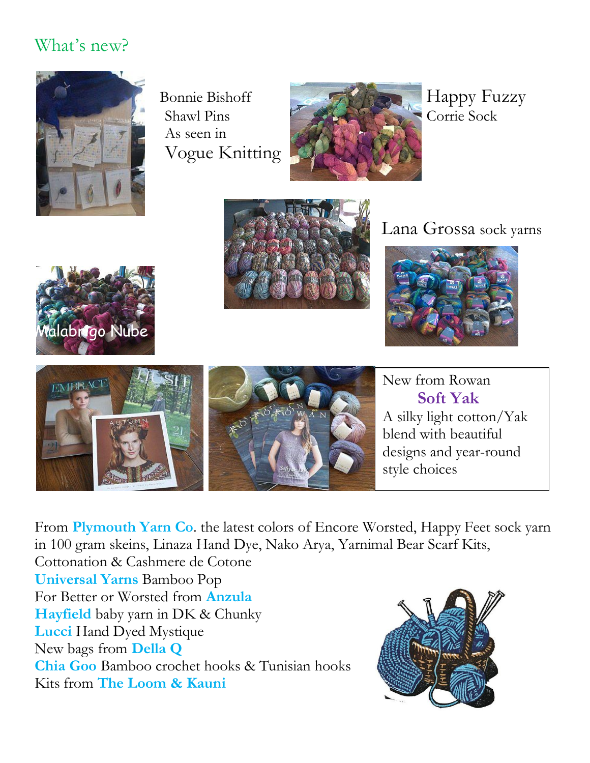## What's new?

Bonnie Bishoff Shawl Pins As seen in Vogue Knitting

Happy Fuzzy Corrie Sock

Lana Grossa sock yarns

Malabrigo Nube

New from Rowan **Soft Yak**
A silky light cotton/Yak blend with beautiful designs and year-round style choices

From **Plymouth Yarn Co**. the latest colors of Encore Worsted, Happy Feet sock yarn in 100 gram skeins, Linaza Hand Dye, Nako Arya, Yarnimal Bear Scarf Kits, Cottonation & Cashmere de Cotone
**Universal Yarns** Bamboo Pop
For Better or Worsted from **Anzula**
**Hayfield** baby yarn in DK & Chunky
**Lucci** Hand Dyed Mystique
New bags from **Della Q**
**Chia Goo** Bamboo crochet hooks & Tunisian hooks
Kits from **The Loom & Kauni**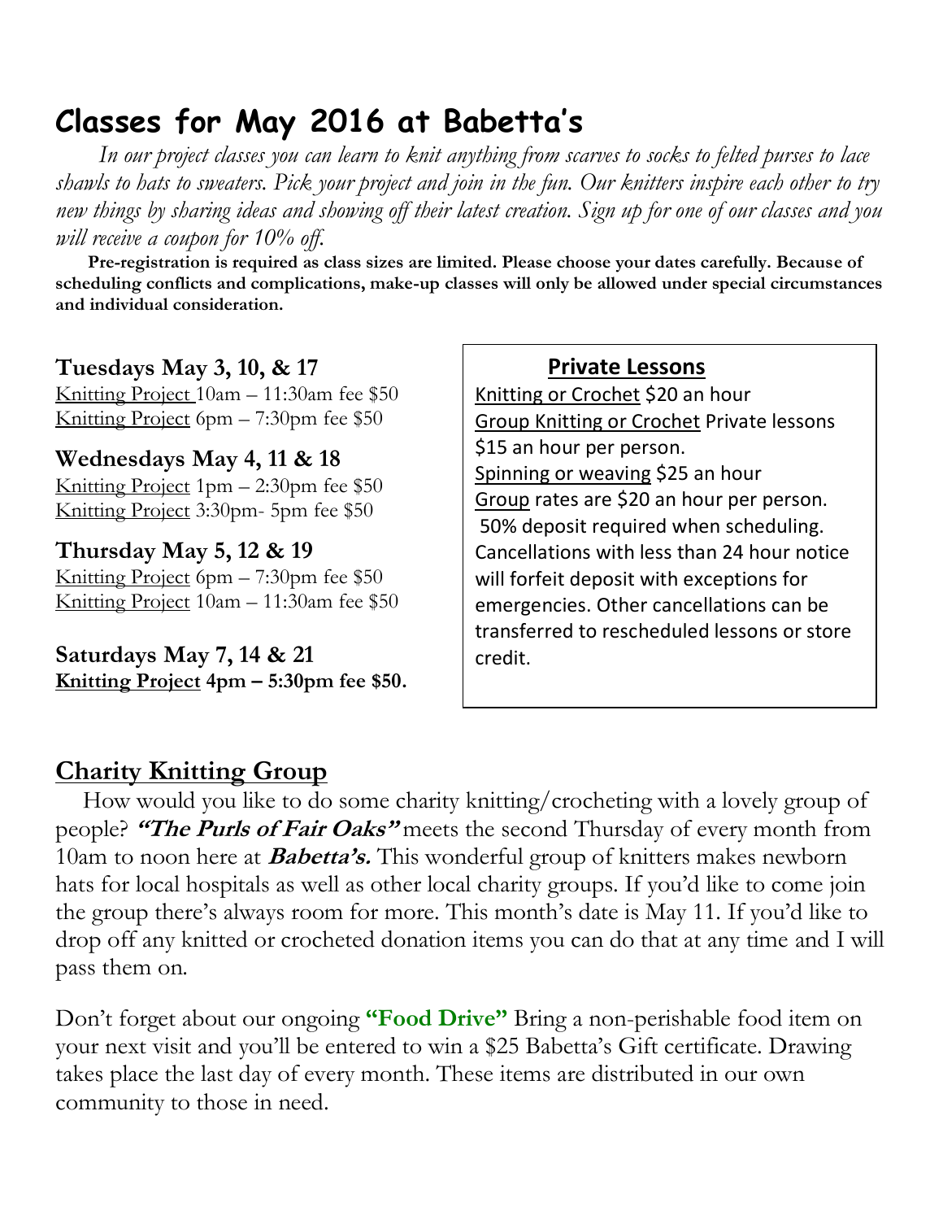# Classes for May 2016 at Babetta's

*In our project classes you can learn to knit anything from scarves to socks to felted purses to lace shawls to hats to sweaters. Pick your project and join in the fun. Our knitters inspire each other to try new things by sharing ideas and showing off their latest creation. Sign up for one of our classes and you will receive a coupon for 10% off.*

**Pre-registration is required as class sizes are limited. Please choose your dates carefully. Because of scheduling conflicts and complications, make-up classes will only be allowed under special circumstances and individual consideration.**

**Tuesdays May 3, 10, & 17**
<u>Knitting Project</u> 10am – 11:30am fee $50
<u>Knitting Project</u> 6pm – 7:30pm fee $50

**Wednesdays May 4, 11 & 18**
<u>Knitting Project</u> 1pm – 2:30pm fee $50
<u>Knitting Project</u> 3:30pm- 5pm fee $50

**Thursday May 5, 12 & 19**
<u>Knitting Project</u> 6pm – 7:30pm fee $50
<u>Knitting Project</u> 10am – 11:30am fee $50

**Saturdays May 7, 14 & 21**
**<u>Knitting Project</u> 4pm – 5:30pm fee $50.**

**<u>Private Lessons</u>**

<u>Knitting or Crochet</u> $20 an hour
<u>Group Knitting or Crochet</u> Private lessons $15 an hour per person.
<u>Spinning or weaving</u> $25 an hour
<u>Group</u> rates are $20 an hour per person.
50% deposit required when scheduling. Cancellations with less than 24 hour notice will forfeit deposit with exceptions for emergencies. Other cancellations can be transferred to rescheduled lessons or store credit.

## <u>Charity Knitting Group</u>

How would you like to do some charity knitting/crocheting with a lovely group of people? ***"The Purls of Fair Oaks"*** meets the second Thursday of every month from 10am to noon here at ***Babetta's.*** This wonderful group of knitters makes newborn hats for local hospitals as well as other local charity groups. If you'd like to come join the group there's always room for more. This month's date is May 11. If you'd like to drop off any knitted or crocheted donation items you can do that at any time and I will pass them on.

Don't forget about our ongoing **"Food Drive"** Bring a non-perishable food item on your next visit and you'll be entered to win a $25 Babetta's Gift certificate. Drawing takes place the last day of every month. These items are distributed in our own community to those in need.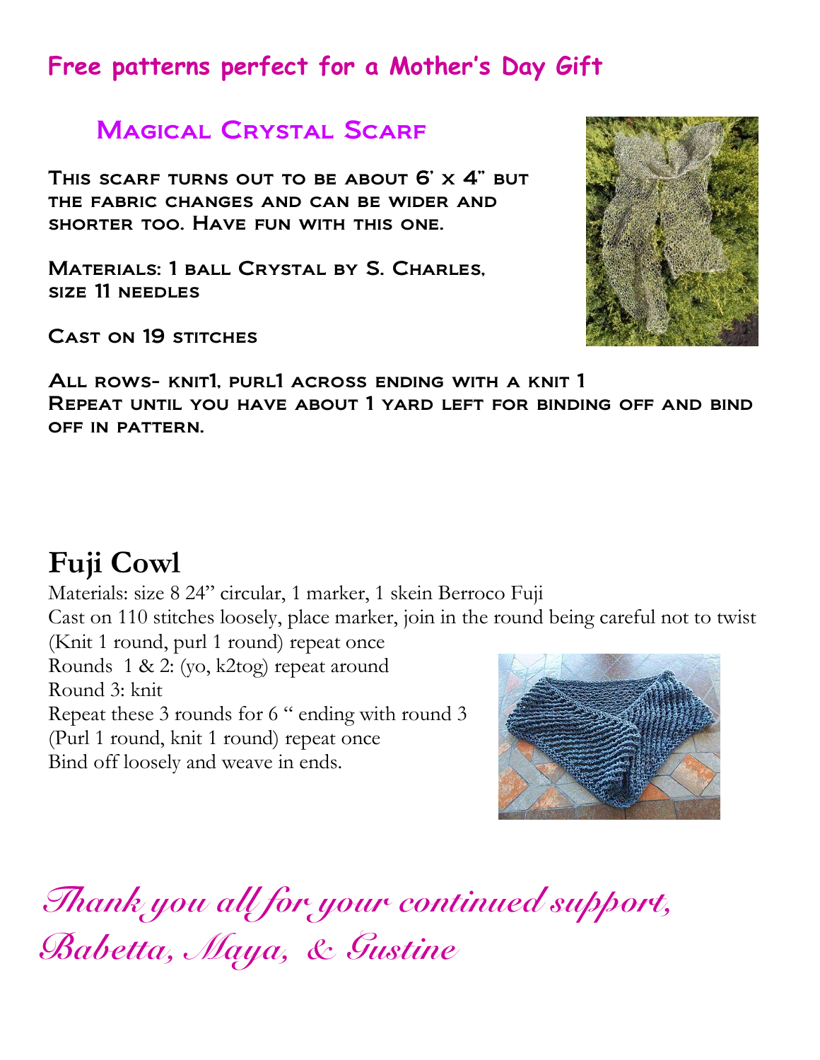## Free patterns perfect for a Mother's Day Gift

### Magical Crystal Scarf

This scarf turns out to be about 6' x 4" but the fabric changes and can be wider and shorter too. Have fun with this one.

Materials: 1 ball Crystal by S. Charles, size 11 needles

Cast on 19 stitches

All rows- knit1, purl1 across ending with a knit 1
Repeat until you have about 1 yard left for binding off and bind off in pattern.

## Fuji Cowl

Materials: size 8 24" circular, 1 marker, 1 skein Berroco Fuji
Cast on 110 stitches loosely, place marker, join in the round being careful not to twist
(Knit 1 round, purl 1 round) repeat once
Rounds 1 & 2: (yo, k2tog) repeat around
Round 3: knit
Repeat these 3 rounds for 6 " ending with round 3
(Purl 1 round, knit 1 round) repeat once
Bind off loosely and weave in ends.

*Thank you all for your continued support,*
*Babetta, Maya, & Gustine*